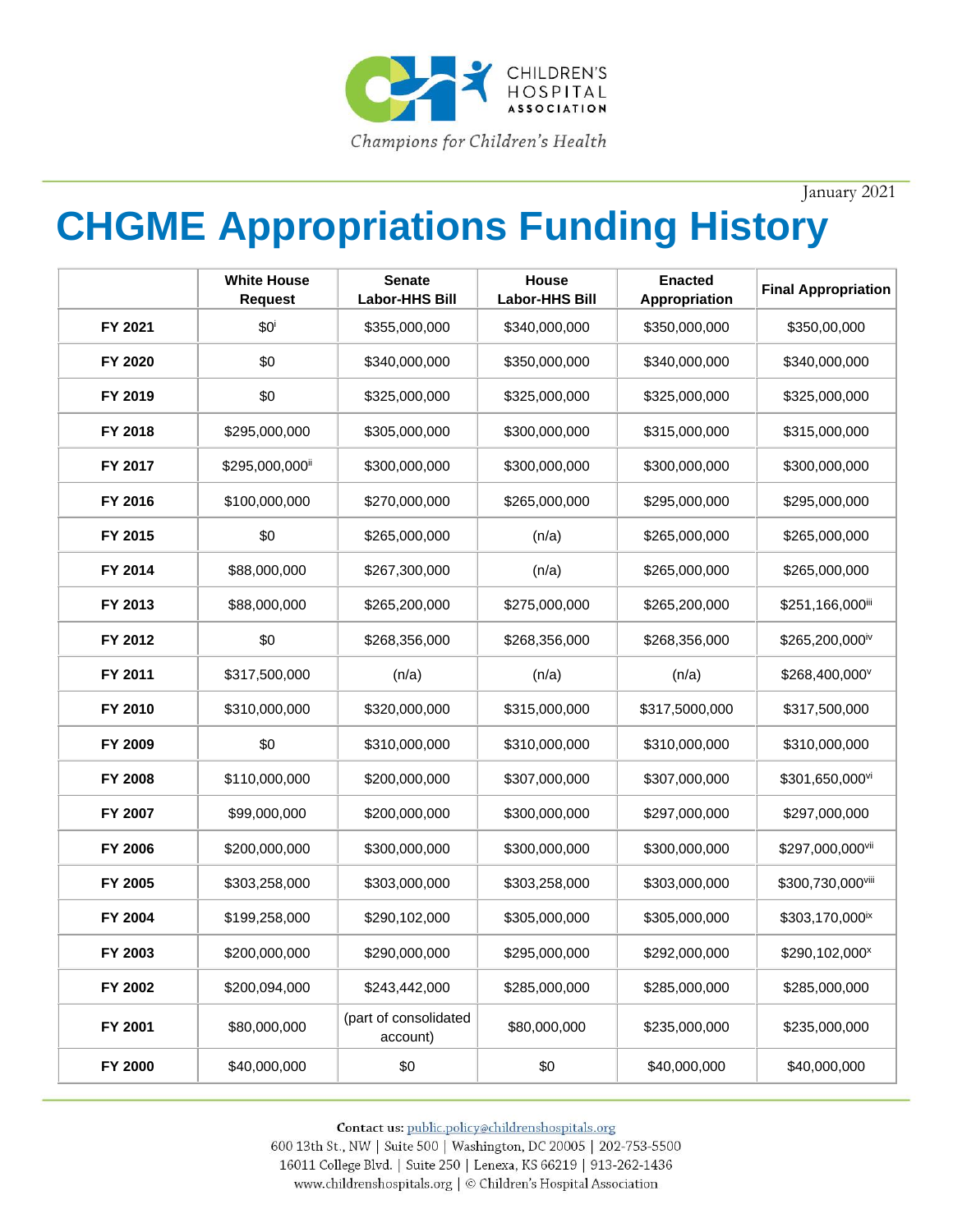Children's Hospital Association

*Champions for Children's Health*

January 2021

# CHGME Appropriations Funding History

| | White House Request | Senate Labor-HHS Bill | House Labor-HHS Bill | Enacted Appropriation | Final Appropriation |
|---|---|---|---|---|---|
| **FY 2021** | $0[i] | $355,000,000 | $340,000,000 | $350,000,000 | $350,00,000 |
| **FY 2020** | $0 | $340,000,000 | $350,000,000 | $340,000,000 | $340,000,000 |
| **FY 2019** | $0 | $325,000,000 | $325,000,000 | $325,000,000 | $325,000,000 |
| **FY 2018** | $295,000,000 | $305,000,000 | $300,000,000 | $315,000,000 | $315,000,000 |
| **FY 2017** | $295,000,000[ii] | $300,000,000 | $300,000,000 | $300,000,000 | $300,000,000 |
| **FY 2016** | $100,000,000 | $270,000,000 | $265,000,000 | $295,000,000 | $295,000,000 |
| **FY 2015** | $0 | $265,000,000 | (n/a) | $265,000,000 | $265,000,000 |
| **FY 2014** | $88,000,000 | $267,300,000 | (n/a) | $265,000,000 | $265,000,000 |
| **FY 2013** | $88,000,000 | $265,200,000 | $275,000,000 | $265,200,000 | $251,166,000[iii] |
| **FY 2012** | $0 | $268,356,000 | $268,356,000 | $268,356,000 | $265,200,000[iv] |
| **FY 2011** | $317,500,000 | (n/a) | (n/a) | (n/a) | $268,400,000[v] |
| **FY 2010** | $310,000,000 | $320,000,000 | $315,000,000 | $317,5000,000 | $317,500,000 |
| **FY 2009** | $0 | $310,000,000 | $310,000,000 | $310,000,000 | $310,000,000 |
| **FY 2008** | $110,000,000 | $200,000,000 | $307,000,000 | $307,000,000 | $301,650,000[vi] |
| **FY 2007** | $99,000,000 | $200,000,000 | $300,000,000 | $297,000,000 | $297,000,000 |
| **FY 2006** | $200,000,000 | $300,000,000 | $300,000,000 | $300,000,000 | $297,000,000[vii] |
| **FY 2005** | $303,258,000 | $303,000,000 | $303,258,000 | $303,000,000 | $300,730,000[viii] |
| **FY 2004** | $199,258,000 | $290,102,000 | $305,000,000 | $305,000,000 | $303,170,000[ix] |
| **FY 2003** | $200,000,000 | $290,000,000 | $295,000,000 | $292,000,000 | $290,102,000[x] |
| **FY 2002** | $200,094,000 | $243,442,000 | $285,000,000 | $285,000,000 | $285,000,000 |
| **FY 2001** | $80,000,000 | (part of consolidated account) | $80,000,000 | $235,000,000 | $235,000,000 |
| **FY 2000** | $40,000,000 | $0 | $0 | $40,000,000 | $40,000,000 |

**Contact us:** public.policy@childrenshospitals.org
600 13th St., NW | Suite 500 | Washington, DC 20005 | 202-753-5500
16011 College Blvd. | Suite 250 | Lenexa, KS 66219 | 913-262-1436
www.childrenshospitals.org | © Children's Hospital Association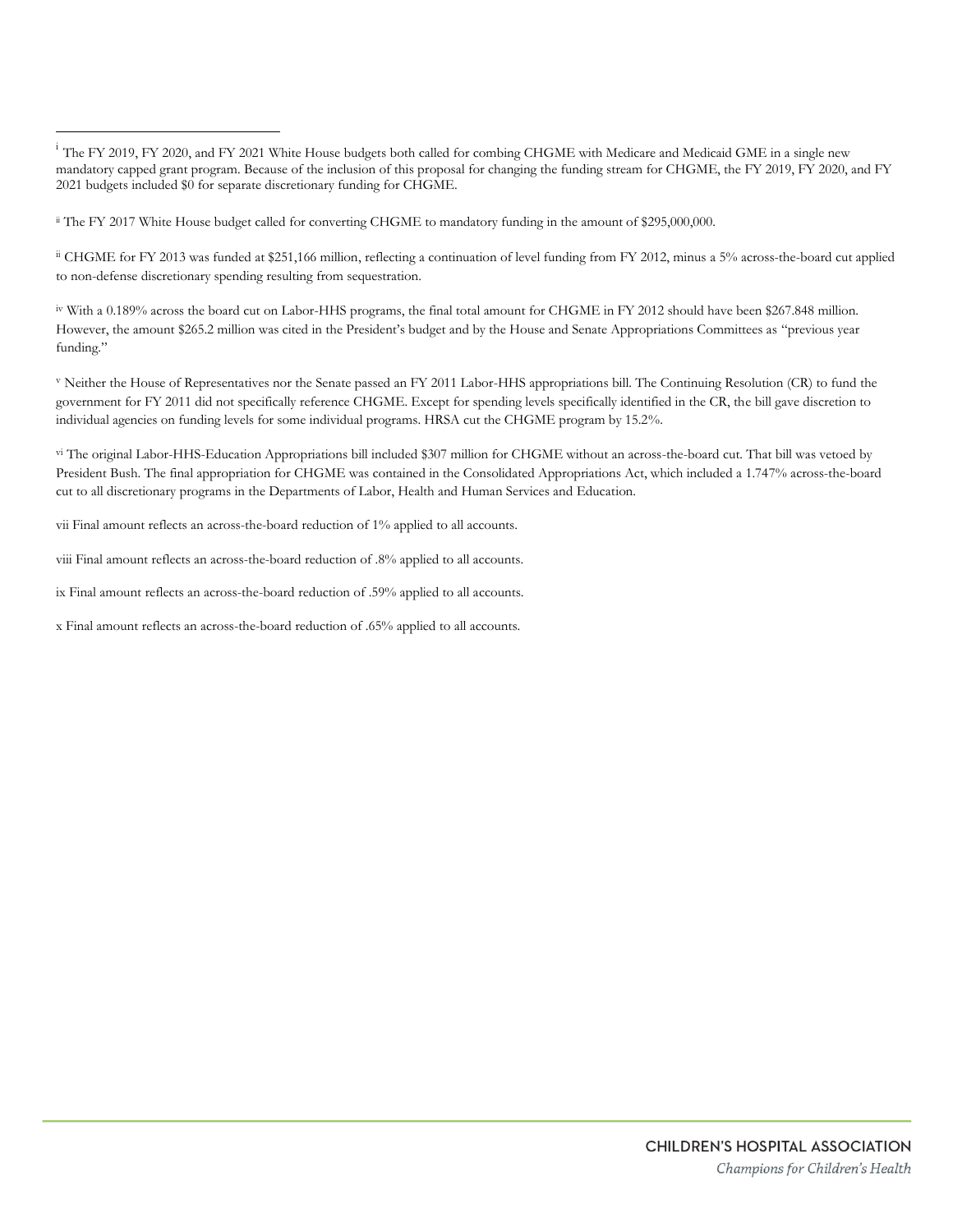[i] The FY 2019, FY 2020, and FY 2021 White House budgets both called for combing CHGME with Medicare and Medicaid GME in a single new mandatory capped grant program. Because of the inclusion of this proposal for changing the funding stream for CHGME, the FY 2019, FY 2020, and FY 2021 budgets included $0 for separate discretionary funding for CHGME.

[ii] The FY 2017 White House budget called for converting CHGME to mandatory funding in the amount of $295,000,000.

[iii] CHGME for FY 2013 was funded at $251,166 million, reflecting a continuation of level funding from FY 2012, minus a 5% across-the-board cut applied to non-defense discretionary spending resulting from sequestration.

[iv] With a 0.189% across the board cut on Labor-HHS programs, the final total amount for CHGME in FY 2012 should have been $267.848 million. However, the amount $265.2 million was cited in the President's budget and by the House and Senate Appropriations Committees as "previous year funding."

[v] Neither the House of Representatives nor the Senate passed an FY 2011 Labor-HHS appropriations bill. The Continuing Resolution (CR) to fund the government for FY 2011 did not specifically reference CHGME. Except for spending levels specifically identified in the CR, the bill gave discretion to individual agencies on funding levels for some individual programs. HRSA cut the CHGME program by 15.2%.

[vi] The original Labor-HHS-Education Appropriations bill included $307 million for CHGME without an across-the-board cut. That bill was vetoed by President Bush. The final appropriation for CHGME was contained in the Consolidated Appropriations Act, which included a 1.747% across-the-board cut to all discretionary programs in the Departments of Labor, Health and Human Services and Education.

vii Final amount reflects an across-the-board reduction of 1% applied to all accounts.

viii Final amount reflects an across-the-board reduction of .8% applied to all accounts.

ix Final amount reflects an across-the-board reduction of .59% applied to all accounts.

x Final amount reflects an across-the-board reduction of .65% applied to all accounts.